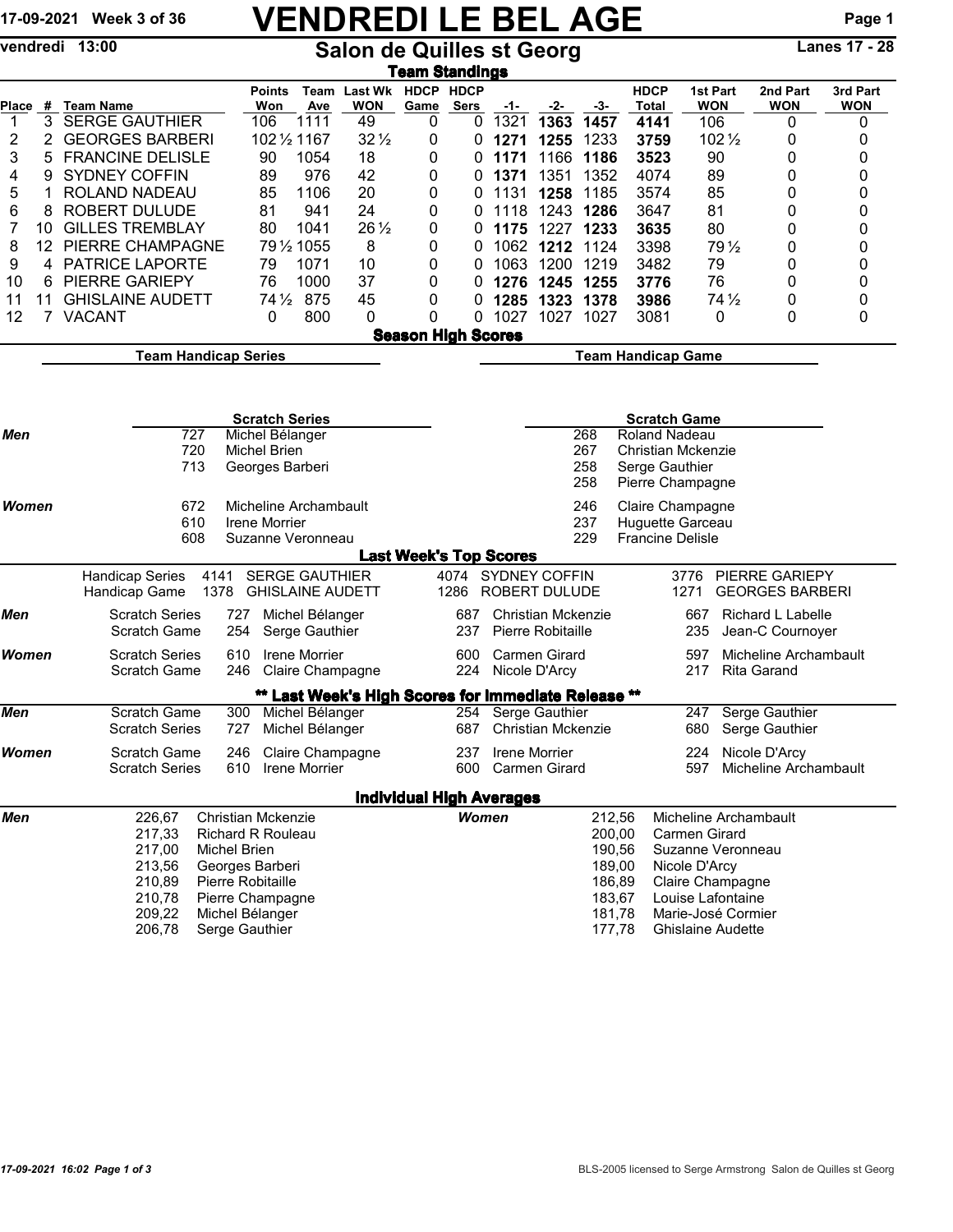17-09-2021 Week 3 of 36

# VENDREDI LE BEL AGE

vendredi 13:00

## Salon de Quilles st Georg

Lanes 17 - 28

### Team Standings

| Place | # | Team Name | Points Won | Team Ave | Last Wk WON | HDCP Game | HDCP Sers | -1- | -2- | -3- | HDCP Total | 1st Part WON | 2nd Part WON | 3rd Part WON |
|---|---|---|---|---|---|---|---|---|---|---|---|---|---|---|
| 1 | 3 | SERGE GAUTHIER | 106 | 1111 | 49 | 0 | 0 | 1321 | **1363** | **1457** | **4141** | 106 | 0 | 0 |
| 2 | 2 | GEORGES BARBERI | 102½ | 1167 | 32½ | 0 | 0 | **1271** | **1255** | 1233 | **3759** | 102½ | 0 | 0 |
| 3 | 5 | FRANCINE DELISLE | 90 | 1054 | 18 | 0 | 0 | **1171** | 1166 | **1186** | **3523** | 90 | 0 | 0 |
| 4 | 9 | SYDNEY COFFIN | 89 | 976 | 42 | 0 | 0 | **1371** | 1351 | 1352 | 4074 | 89 | 0 | 0 |
| 5 | 1 | ROLAND NADEAU | 85 | 1106 | 20 | 0 | 0 | 1131 | **1258** | 1185 | 3574 | 85 | 0 | 0 |
| 6 | 8 | ROBERT DULUDE | 81 | 941 | 24 | 0 | 0 | 1118 | 1243 | **1286** | 3647 | 81 | 0 | 0 |
| 7 | 10 | GILLES TREMBLAY | 80 | 1041 | 26½ | 0 | 0 | **1175** | 1227 | **1233** | **3635** | 80 | 0 | 0 |
| 8 | 12 | PIERRE CHAMPAGNE | 79½ | 1055 | 8 | 0 | 0 | 1062 | **1212** | 1124 | 3398 | 79½ | 0 | 0 |
| 9 | 4 | PATRICE LAPORTE | 79 | 1071 | 10 | 0 | 0 | 1063 | 1200 | 1219 | 3482 | 79 | 0 | 0 |
| 10 | 6 | PIERRE GARIEPY | 76 | 1000 | 37 | 0 | 0 | **1276** | **1245** | **1255** | **3776** | 76 | 0 | 0 |
| 11 | 11 | GHISLAINE AUDETT | 74½ | 875 | 45 | 0 | 0 | **1285** | **1323** | **1378** | **3986** | 74½ | 0 | 0 |
| 12 | 7 | VACANT | 0 | 800 | 0 | 0 | 0 | 1027 | 1027 | 1027 | 3081 | 0 | 0 | 0 |

### Season High Scores

**Team Handicap Series** | **Team Handicap Game**

| | Scratch Series | | Scratch Game | |
|---|---|---|---|---|
| **Men** | 727 | Michel Bélanger | 268 | Roland Nadeau |
| | 720 | Michel Brien | 267 | Christian Mckenzie |
| | 713 | Georges Barberi | 258 | Serge Gauthier |
| | | | 258 | Pierre Champagne |
| **Women** | 672 | Micheline Archambault | 246 | Claire Champagne |
| | 610 | Irene Morrier | 237 | Huguette Garceau |
| | 608 | Suzanne Veronneau | 229 | Francine Delisle |

### Last Week's Top Scores

| | | | | | | | |
|---|---|---|---|---|---|---|---|
| | Handicap Series | 4141 | SERGE GAUTHIER | 4074 | SYDNEY COFFIN | 3776 | PIERRE GARIEPY |
| | Handicap Game | 1378 | GHISLAINE AUDETT | 1286 | ROBERT DULUDE | 1271 | GEORGES BARBERI |
| **Men** | Scratch Series | 727 | Michel Bélanger | 687 | Christian Mckenzie | 667 | Richard L Labelle |
| | Scratch Game | 254 | Serge Gauthier | 237 | Pierre Robitaille | 235 | Jean-C Cournoyer |
| **Women** | Scratch Series | 610 | Irene Morrier | 600 | Carmen Girard | 597 | Micheline Archambault |
| | Scratch Game | 246 | Claire Champagne | 224 | Nicole D'Arcy | 217 | Rita Garand |

### ** Last Week's High Scores for Immediate Release **

| | | | | | | | |
|---|---|---|---|---|---|---|---|
| **Men** | Scratch Game | 300 | Michel Bélanger | 254 | Serge Gauthier | 247 | Serge Gauthier |
| | Scratch Series | 727 | Michel Bélanger | 687 | Christian Mckenzie | 680 | Serge Gauthier |
| **Women** | Scratch Game | 246 | Claire Champagne | 237 | Irene Morrier | 224 | Nicole D'Arcy |
| | Scratch Series | 610 | Irene Morrier | 600 | Carmen Girard | 597 | Micheline Archambault |

### Individual High Averages

| | | | | | |
|---|---|---|---|---|---|
| **Men** | 226,67 | Christian Mckenzie | **Women** | 212,56 | Micheline Archambault |
| | 217,33 | Richard R Rouleau | | 200,00 | Carmen Girard |
| | 217,00 | Michel Brien | | 190,56 | Suzanne Veronneau |
| | 213,56 | Georges Barberi | | 189,00 | Nicole D'Arcy |
| | 210,89 | Pierre Robitaille | | 186,89 | Claire Champagne |
| | 210,78 | Pierre Champagne | | 183,67 | Louise Lafontaine |
| | 209,22 | Michel Bélanger | | 181,78 | Marie-José Cormier |
| | 206,78 | Serge Gauthier | | 177,78 | Ghislaine Audette |

17-09-2021 16:02

BLS-2005 licensed to Serge Armstrong Salon de Quilles st Georg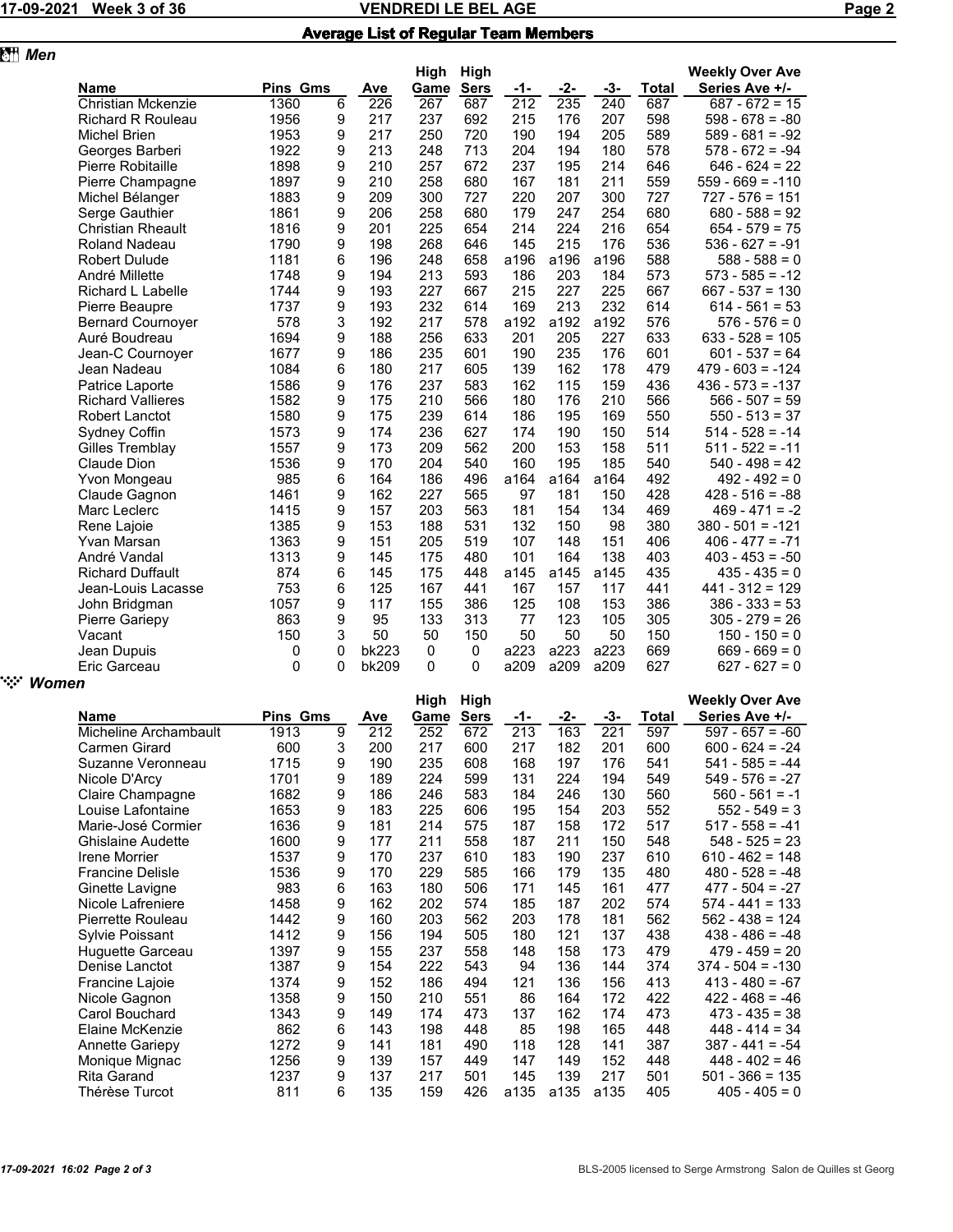## Average List of Regular Team Members

### Men

| Name | Pins | Gms | Ave | High Game | High Sers | -1- | -2- | -3- | Total | Weekly Over Ave Series Ave +/- |
|---|---|---|---|---|---|---|---|---|---|---|
| Christian Mckenzie | 1360 | 6 | 226 | 267 | 687 | 212 | 235 | 240 | 687 | 687 - 672 = 15 |
| Richard R Rouleau | 1956 | 9 | 217 | 237 | 692 | 215 | 176 | 207 | 598 | 598 - 678 = -80 |
| Michel Brien | 1953 | 9 | 217 | 250 | 720 | 190 | 194 | 205 | 589 | 589 - 681 = -92 |
| Georges Barberi | 1922 | 9 | 213 | 248 | 713 | 204 | 194 | 180 | 578 | 578 - 672 = -94 |
| Pierre Robitaille | 1898 | 9 | 210 | 257 | 672 | 237 | 195 | 214 | 646 | 646 - 624 = 22 |
| Pierre Champagne | 1897 | 9 | 210 | 258 | 680 | 167 | 181 | 211 | 559 | 559 - 669 = -110 |
| Michel Bélanger | 1883 | 9 | 209 | 300 | 727 | 220 | 207 | 300 | 727 | 727 - 576 = 151 |
| Serge Gauthier | 1861 | 9 | 206 | 258 | 680 | 179 | 247 | 254 | 680 | 680 - 588 = 92 |
| Christian Rheault | 1816 | 9 | 201 | 225 | 654 | 214 | 224 | 216 | 654 | 654 - 579 = 75 |
| Roland Nadeau | 1790 | 9 | 198 | 268 | 646 | 145 | 215 | 176 | 536 | 536 - 627 = -91 |
| Robert Dulude | 1181 | 6 | 196 | 248 | 658 | a196 | a196 | a196 | 588 | 588 - 588 = 0 |
| André Millette | 1748 | 9 | 194 | 213 | 593 | 186 | 203 | 184 | 573 | 573 - 585 = -12 |
| Richard L Labelle | 1744 | 9 | 193 | 227 | 667 | 215 | 227 | 225 | 667 | 667 - 537 = 130 |
| Pierre Beaupre | 1737 | 9 | 193 | 232 | 614 | 169 | 213 | 232 | 614 | 614 - 561 = 53 |
| Bernard Cournoyer | 578 | 3 | 192 | 217 | 578 | a192 | a192 | a192 | 576 | 576 - 576 = 0 |
| Auré Boudreau | 1694 | 9 | 188 | 256 | 633 | 201 | 205 | 227 | 633 | 633 - 528 = 105 |
| Jean-C Cournoyer | 1677 | 9 | 186 | 235 | 601 | 190 | 235 | 176 | 601 | 601 - 537 = 64 |
| Jean Nadeau | 1084 | 6 | 180 | 217 | 605 | 139 | 162 | 178 | 479 | 479 - 603 = -124 |
| Patrice Laporte | 1586 | 9 | 176 | 237 | 583 | 162 | 115 | 159 | 436 | 436 - 573 = -137 |
| Richard Vallieres | 1582 | 9 | 175 | 210 | 566 | 180 | 176 | 210 | 566 | 566 - 507 = 59 |
| Robert Lanctot | 1580 | 9 | 175 | 239 | 614 | 186 | 195 | 169 | 550 | 550 - 513 = 37 |
| Sydney Coffin | 1573 | 9 | 174 | 236 | 627 | 174 | 190 | 150 | 514 | 514 - 528 = -14 |
| Gilles Tremblay | 1557 | 9 | 173 | 209 | 562 | 200 | 153 | 158 | 511 | 511 - 522 = -11 |
| Claude Dion | 1536 | 9 | 170 | 204 | 540 | 160 | 195 | 185 | 540 | 540 - 498 = 42 |
| Yvon Mongeau | 985 | 6 | 164 | 186 | 496 | a164 | a164 | a164 | 492 | 492 - 492 = 0 |
| Claude Gagnon | 1461 | 9 | 162 | 227 | 565 | 97 | 181 | 150 | 428 | 428 - 516 = -88 |
| Marc Leclerc | 1415 | 9 | 157 | 203 | 563 | 181 | 154 | 134 | 469 | 469 - 471 = -2 |
| Rene Lajoie | 1385 | 9 | 153 | 188 | 531 | 132 | 150 | 98 | 380 | 380 - 501 = -121 |
| Yvan Marsan | 1363 | 9 | 151 | 205 | 519 | 107 | 148 | 151 | 406 | 406 - 477 = -71 |
| André Vandal | 1313 | 9 | 145 | 175 | 480 | 101 | 164 | 138 | 403 | 403 - 453 = -50 |
| Richard Duffault | 874 | 6 | 145 | 175 | 448 | a145 | a145 | a145 | 435 | 435 - 435 = 0 |
| Jean-Louis Lacasse | 753 | 6 | 125 | 167 | 441 | 167 | 157 | 117 | 441 | 441 - 312 = 129 |
| John Bridgman | 1057 | 9 | 117 | 155 | 386 | 125 | 108 | 153 | 386 | 386 - 333 = 53 |
| Pierre Gariepy | 863 | 9 | 95 | 133 | 313 | 77 | 123 | 105 | 305 | 305 - 279 = 26 |
| Vacant | 150 | 3 | 50 | 50 | 150 | 50 | 50 | 50 | 150 | 150 - 150 = 0 |
| Jean Dupuis | 0 | 0 | bk223 | 0 | 0 | a223 | a223 | a223 | 669 | 669 - 669 = 0 |
| Eric Garceau | 0 | 0 | bk209 | 0 | 0 | a209 | a209 | a209 | 627 | 627 - 627 = 0 |

### Women

| Name | Pins | Gms | Ave | High Game | High Sers | -1- | -2- | -3- | Total | Weekly Over Ave Series Ave +/- |
|---|---|---|---|---|---|---|---|---|---|---|
| Micheline Archambault | 1913 | 9 | 212 | 252 | 672 | 213 | 163 | 221 | 597 | 597 - 657 = -60 |
| Carmen Girard | 600 | 3 | 200 | 217 | 600 | 217 | 182 | 201 | 600 | 600 - 624 = -24 |
| Suzanne Veronneau | 1715 | 9 | 190 | 235 | 608 | 168 | 197 | 176 | 541 | 541 - 585 = -44 |
| Nicole D'Arcy | 1701 | 9 | 189 | 224 | 599 | 131 | 224 | 194 | 549 | 549 - 576 = -27 |
| Claire Champagne | 1682 | 9 | 186 | 246 | 583 | 184 | 246 | 130 | 560 | 560 - 561 = -1 |
| Louise Lafontaine | 1653 | 9 | 183 | 225 | 606 | 195 | 154 | 203 | 552 | 552 - 549 = 3 |
| Marie-José Cormier | 1636 | 9 | 181 | 214 | 575 | 187 | 158 | 172 | 517 | 517 - 558 = -41 |
| Ghislaine Audette | 1600 | 9 | 177 | 211 | 558 | 187 | 211 | 150 | 548 | 548 - 525 = 23 |
| Irene Morrier | 1537 | 9 | 170 | 237 | 610 | 183 | 190 | 237 | 610 | 610 - 462 = 148 |
| Francine Delisle | 1536 | 9 | 170 | 229 | 585 | 166 | 179 | 135 | 480 | 480 - 528 = -48 |
| Ginette Lavigne | 983 | 6 | 163 | 180 | 506 | 171 | 145 | 161 | 477 | 477 - 504 = -27 |
| Nicole Lafreniere | 1458 | 9 | 162 | 202 | 574 | 185 | 187 | 202 | 574 | 574 - 441 = 133 |
| Pierrette Rouleau | 1442 | 9 | 160 | 203 | 562 | 203 | 178 | 181 | 562 | 562 - 438 = 124 |
| Sylvie Poissant | 1412 | 9 | 156 | 194 | 505 | 180 | 121 | 137 | 438 | 438 - 486 = -48 |
| Huguette Garceau | 1397 | 9 | 155 | 237 | 558 | 148 | 158 | 173 | 479 | 479 - 459 = 20 |
| Denise Lanctot | 1387 | 9 | 154 | 222 | 543 | 94 | 136 | 144 | 374 | 374 - 504 = -130 |
| Francine Lajoie | 1374 | 9 | 152 | 186 | 494 | 121 | 136 | 156 | 413 | 413 - 480 = -67 |
| Nicole Gagnon | 1358 | 9 | 150 | 210 | 551 | 86 | 164 | 172 | 422 | 422 - 468 = -46 |
| Carol Bouchard | 1343 | 9 | 149 | 174 | 473 | 137 | 162 | 174 | 473 | 473 - 435 = 38 |
| Elaine McKenzie | 862 | 6 | 143 | 198 | 448 | 85 | 198 | 165 | 448 | 448 - 414 = 34 |
| Annette Gariepy | 1272 | 9 | 141 | 181 | 490 | 118 | 128 | 141 | 387 | 387 - 441 = -54 |
| Monique Mignac | 1256 | 9 | 139 | 157 | 449 | 147 | 149 | 152 | 448 | 448 - 402 = 46 |
| Rita Garand | 1237 | 9 | 137 | 217 | 501 | 145 | 139 | 217 | 501 | 501 - 366 = 135 |
| Thérèse Turcot | 811 | 6 | 135 | 159 | 426 | a135 | a135 | a135 | 405 | 405 - 405 = 0 |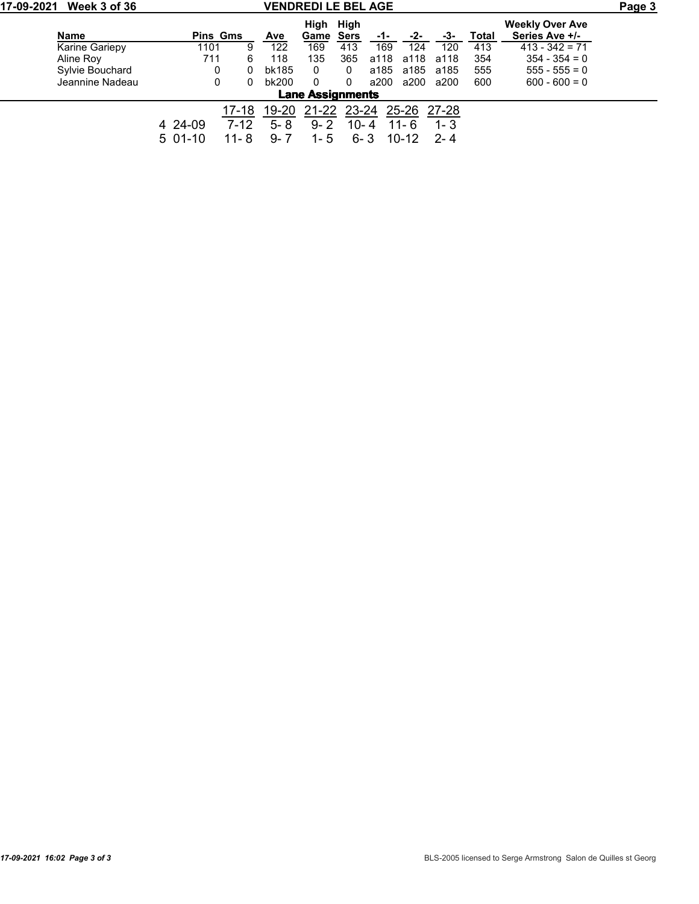| Name | Pins | Gms | Ave | High Game | High Sers | -1- | -2- | -3- | Total | Weekly Over Ave Series Ave +/- |
|---|---|---|---|---|---|---|---|---|---|---|
| Karine Gariepy | 1101 | 9 | 122 | 169 | 413 | 169 | 124 | 120 | 413 | 413 - 342 = 71 |
| Aline Roy | 711 | 6 | 118 | 135 | 365 | a118 | a118 | a118 | 354 | 354 - 354 = 0 |
| Sylvie Bouchard | 0 | 0 | bk185 | 0 | 0 | a185 | a185 | a185 | 555 | 555 - 555 = 0 |
| Jeannine Nadeau | 0 | 0 | bk200 | 0 | 0 | a200 | a200 | a200 | 600 | 600 - 600 = 0 |

## Lane Assignments

| | 17-18 | 19-20 | 21-22 | 23-24 | 25-26 | 27-28 |
|---|---|---|---|---|---|---|
| 4 24-09 | 7-12 | 5- 8 | 9- 2 | 10- 4 | 11- 6 | 1- 3 |
| 5 01-10 | 11- 8 | 9- 7 | 1- 5 | 6- 3 | 10-12 | 2- 4 |